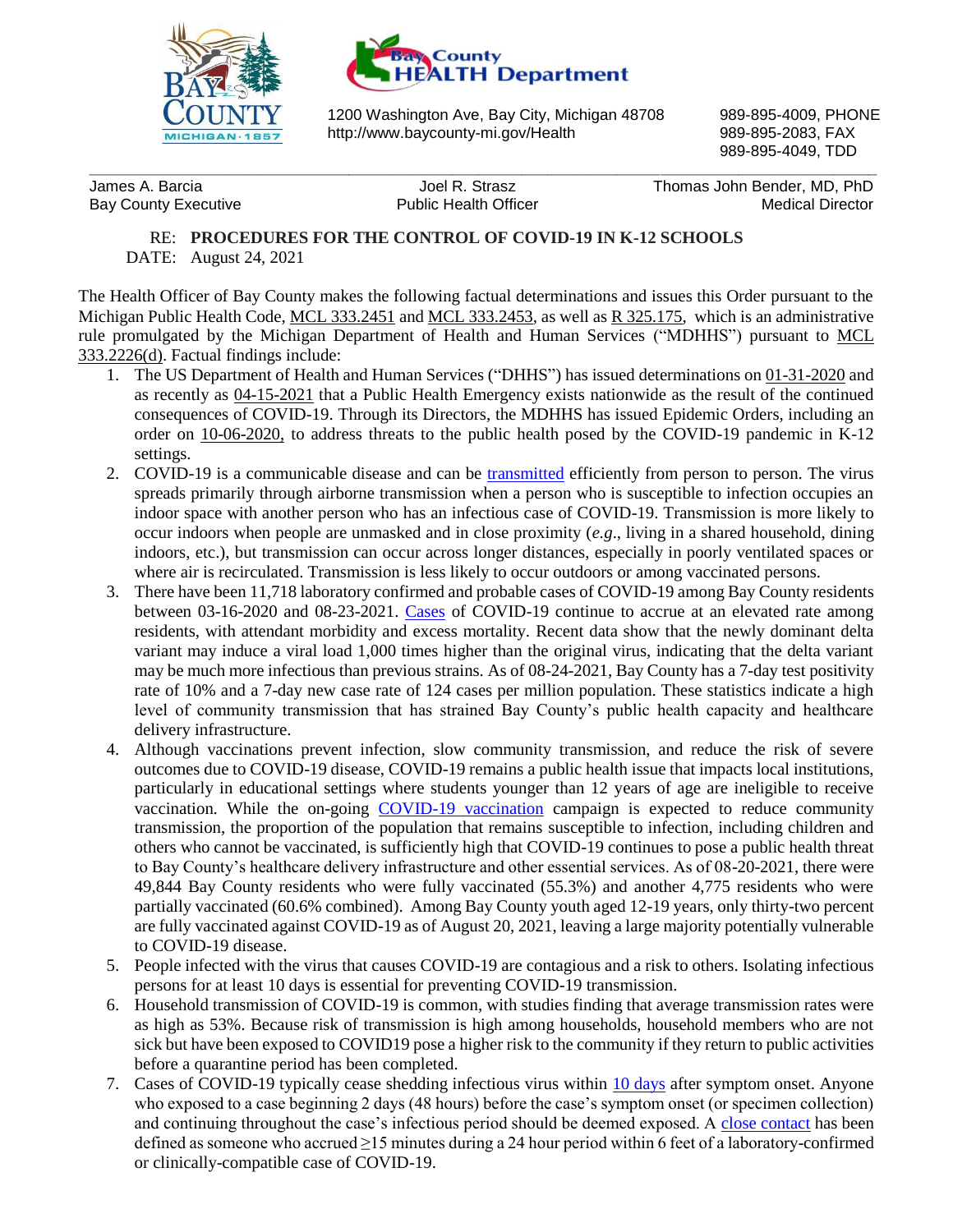Bay County HEALTH Department

1200 Washington Ave, Bay City, Michigan 48708
http://www.baycounty-mi.gov/Health

989-895-4009, PHONE
989-895-2083, FAX
989-895-4049, TDD

| James A. Barcia<br>Bay County Executive | Joel R. Strasz<br>Public Health Officer | Thomas John Bender, MD, PhD<br>Medical Director |
|---|---|---|

RE: **PROCEDURES FOR THE CONTROL OF COVID-19 IN K-12 SCHOOLS**
DATE: August 24, 2021

The Health Officer of Bay County makes the following factual determinations and issues this Order pursuant to the Michigan Public Health Code, MCL 333.2451 and MCL 333.2453, as well as R 325.175, which is an administrative rule promulgated by the Michigan Department of Health and Human Services ("MDHHS") pursuant to MCL 333.2226(d). Factual findings include:

1. The US Department of Health and Human Services ("DHHS") has issued determinations on 01-31-2020 and as recently as 04-15-2021 that a Public Health Emergency exists nationwide as the result of the continued consequences of COVID-19. Through its Directors, the MDHHS has issued Epidemic Orders, including an order on 10-06-2020, to address threats to the public health posed by the COVID-19 pandemic in K-12 settings.
2. COVID-19 is a communicable disease and can be transmitted efficiently from person to person. The virus spreads primarily through airborne transmission when a person who is susceptible to infection occupies an indoor space with another person who has an infectious case of COVID-19. Transmission is more likely to occur indoors when people are unmasked and in close proximity (*e.g*., living in a shared household, dining indoors, etc.), but transmission can occur across longer distances, especially in poorly ventilated spaces or where air is recirculated. Transmission is less likely to occur outdoors or among vaccinated persons.
3. There have been 11,718 laboratory confirmed and probable cases of COVID-19 among Bay County residents between 03-16-2020 and 08-23-2021. Cases of COVID-19 continue to accrue at an elevated rate among residents, with attendant morbidity and excess mortality. Recent data show that the newly dominant delta variant may induce a viral load 1,000 times higher than the original virus, indicating that the delta variant may be much more infectious than previous strains. As of 08-24-2021, Bay County has a 7-day test positivity rate of 10% and a 7-day new case rate of 124 cases per million population. These statistics indicate a high level of community transmission that has strained Bay County's public health capacity and healthcare delivery infrastructure.
4. Although vaccinations prevent infection, slow community transmission, and reduce the risk of severe outcomes due to COVID-19 disease, COVID-19 remains a public health issue that impacts local institutions, particularly in educational settings where students younger than 12 years of age are ineligible to receive vaccination. While the on-going COVID-19 vaccination campaign is expected to reduce community transmission, the proportion of the population that remains susceptible to infection, including children and others who cannot be vaccinated, is sufficiently high that COVID-19 continues to pose a public health threat to Bay County's healthcare delivery infrastructure and other essential services. As of 08-20-2021, there were 49,844 Bay County residents who were fully vaccinated (55.3%) and another 4,775 residents who were partially vaccinated (60.6% combined). Among Bay County youth aged 12-19 years, only thirty-two percent are fully vaccinated against COVID-19 as of August 20, 2021, leaving a large majority potentially vulnerable to COVID-19 disease.
5. People infected with the virus that causes COVID-19 are contagious and a risk to others. Isolating infectious persons for at least 10 days is essential for preventing COVID-19 transmission.
6. Household transmission of COVID-19 is common, with studies finding that average transmission rates were as high as 53%. Because risk of transmission is high among households, household members who are not sick but have been exposed to COVID19 pose a higher risk to the community if they return to public activities before a quarantine period has been completed.
7. Cases of COVID-19 typically cease shedding infectious virus within 10 days after symptom onset. Anyone who exposed to a case beginning 2 days (48 hours) before the case's symptom onset (or specimen collection) and continuing throughout the case's infectious period should be deemed exposed. A close contact has been defined as someone who accrued ≥15 minutes during a 24 hour period within 6 feet of a laboratory-confirmed or clinically-compatible case of COVID-19.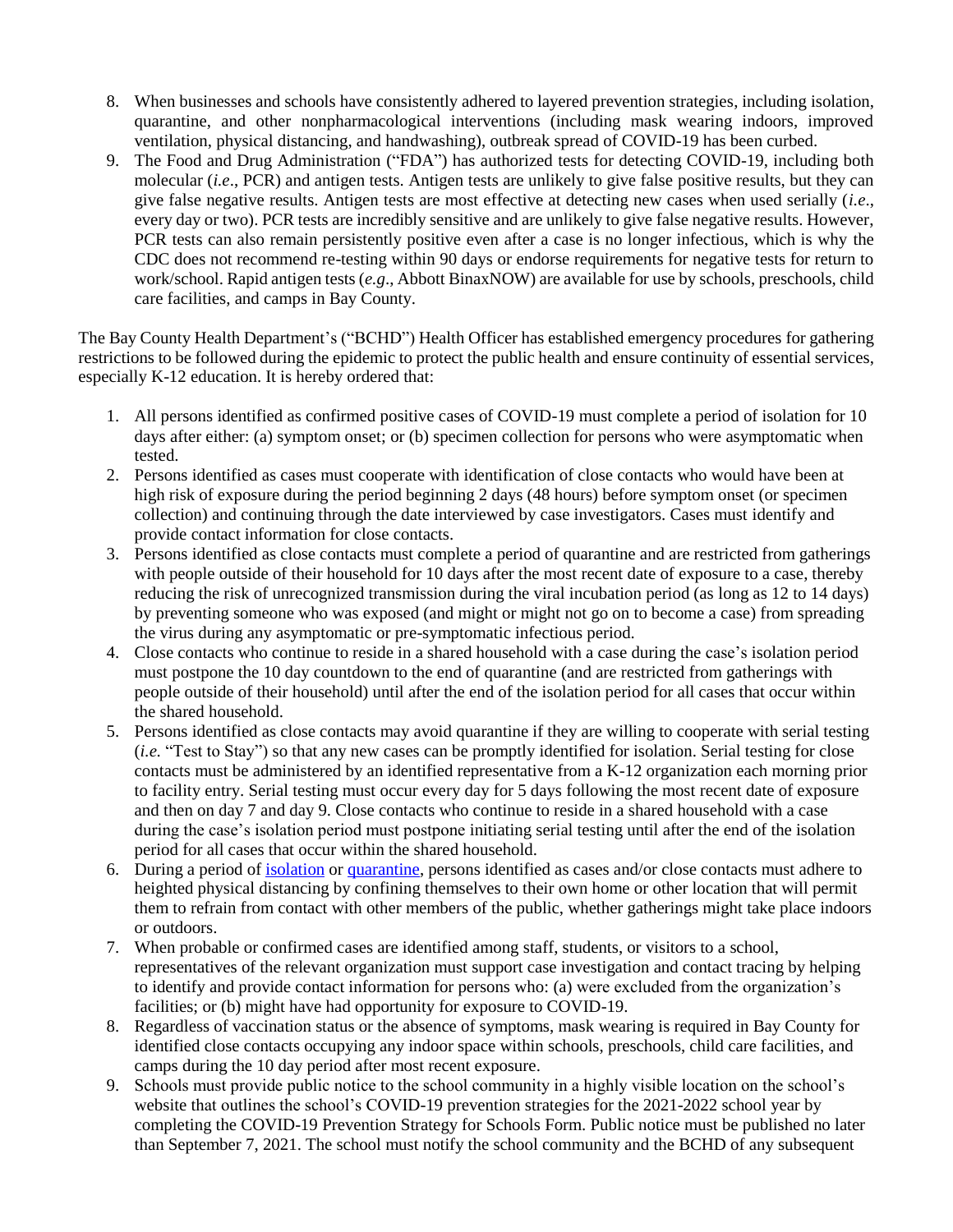8. When businesses and schools have consistently adhered to layered prevention strategies, including isolation, quarantine, and other nonpharmacological interventions (including mask wearing indoors, improved ventilation, physical distancing, and handwashing), outbreak spread of COVID-19 has been curbed.
9. The Food and Drug Administration ("FDA") has authorized tests for detecting COVID-19, including both molecular (*i.e*., PCR) and antigen tests. Antigen tests are unlikely to give false positive results, but they can give false negative results. Antigen tests are most effective at detecting new cases when used serially (*i.e*., every day or two). PCR tests are incredibly sensitive and are unlikely to give false negative results. However, PCR tests can also remain persistently positive even after a case is no longer infectious, which is why the CDC does not recommend re-testing within 90 days or endorse requirements for negative tests for return to work/school. Rapid antigen tests (*e.g*., Abbott BinaxNOW) are available for use by schools, preschools, child care facilities, and camps in Bay County.

The Bay County Health Department's ("BCHD") Health Officer has established emergency procedures for gathering restrictions to be followed during the epidemic to protect the public health and ensure continuity of essential services, especially K-12 education. It is hereby ordered that:

1. All persons identified as confirmed positive cases of COVID-19 must complete a period of isolation for 10 days after either: (a) symptom onset; or (b) specimen collection for persons who were asymptomatic when tested.
2. Persons identified as cases must cooperate with identification of close contacts who would have been at high risk of exposure during the period beginning 2 days (48 hours) before symptom onset (or specimen collection) and continuing through the date interviewed by case investigators. Cases must identify and provide contact information for close contacts.
3. Persons identified as close contacts must complete a period of quarantine and are restricted from gatherings with people outside of their household for 10 days after the most recent date of exposure to a case, thereby reducing the risk of unrecognized transmission during the viral incubation period (as long as 12 to 14 days) by preventing someone who was exposed (and might or might not go on to become a case) from spreading the virus during any asymptomatic or pre-symptomatic infectious period.
4. Close contacts who continue to reside in a shared household with a case during the case's isolation period must postpone the 10 day countdown to the end of quarantine (and are restricted from gatherings with people outside of their household) until after the end of the isolation period for all cases that occur within the shared household.
5. Persons identified as close contacts may avoid quarantine if they are willing to cooperate with serial testing (*i.e.* "Test to Stay") so that any new cases can be promptly identified for isolation. Serial testing for close contacts must be administered by an identified representative from a K-12 organization each morning prior to facility entry. Serial testing must occur every day for 5 days following the most recent date of exposure and then on day 7 and day 9. Close contacts who continue to reside in a shared household with a case during the case's isolation period must postpone initiating serial testing until after the end of the isolation period for all cases that occur within the shared household.
6. During a period of isolation or quarantine, persons identified as cases and/or close contacts must adhere to heighted physical distancing by confining themselves to their own home or other location that will permit them to refrain from contact with other members of the public, whether gatherings might take place indoors or outdoors.
7. When probable or confirmed cases are identified among staff, students, or visitors to a school, representatives of the relevant organization must support case investigation and contact tracing by helping to identify and provide contact information for persons who: (a) were excluded from the organization's facilities; or (b) might have had opportunity for exposure to COVID-19.
8. Regardless of vaccination status or the absence of symptoms, mask wearing is required in Bay County for identified close contacts occupying any indoor space within schools, preschools, child care facilities, and camps during the 10 day period after most recent exposure.
9. Schools must provide public notice to the school community in a highly visible location on the school's website that outlines the school's COVID-19 prevention strategies for the 2021-2022 school year by completing the COVID-19 Prevention Strategy for Schools Form. Public notice must be published no later than September 7, 2021. The school must notify the school community and the BCHD of any subsequent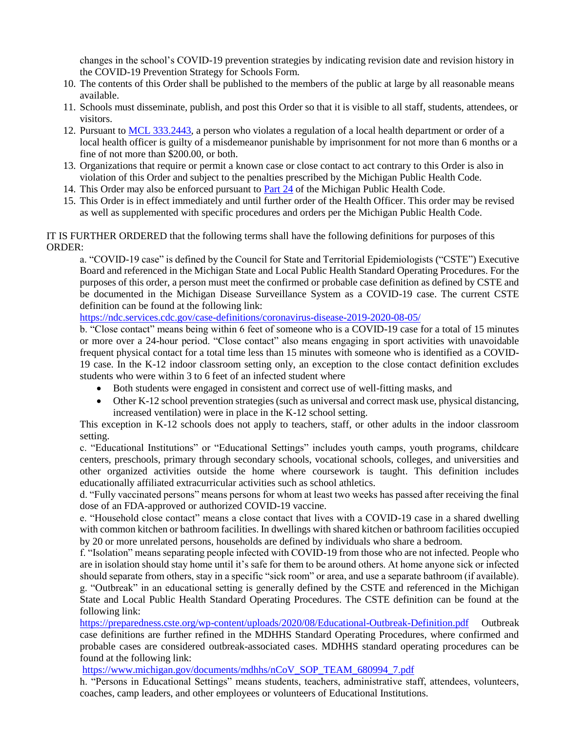changes in the school's COVID-19 prevention strategies by indicating revision date and revision history in the COVID-19 Prevention Strategy for Schools Form.

10. The contents of this Order shall be published to the members of the public at large by all reasonable means available.
11. Schools must disseminate, publish, and post this Order so that it is visible to all staff, students, attendees, or visitors.
12. Pursuant to [MCL 333.2443](), a person who violates a regulation of a local health department or order of a local health officer is guilty of a misdemeanor punishable by imprisonment for not more than 6 months or a fine of not more than $200.00, or both.
13. Organizations that require or permit a known case or close contact to act contrary to this Order is also in violation of this Order and subject to the penalties prescribed by the Michigan Public Health Code.
14. This Order may also be enforced pursuant to [Part 24]() of the Michigan Public Health Code.
15. This Order is in effect immediately and until further order of the Health Officer. This order may be revised as well as supplemented with specific procedures and orders per the Michigan Public Health Code.

IT IS FURTHER ORDERED that the following terms shall have the following definitions for purposes of this ORDER:

a. "COVID-19 case" is defined by the Council for State and Territorial Epidemiologists ("CSTE") Executive Board and referenced in the Michigan State and Local Public Health Standard Operating Procedures. For the purposes of this order, a person must meet the confirmed or probable case definition as defined by CSTE and be documented in the Michigan Disease Surveillance System as a COVID-19 case. The current CSTE definition can be found at the following link:
https://ndc.services.cdc.gov/case-definitions/coronavirus-disease-2019-2020-08-05/

b. "Close contact" means being within 6 feet of someone who is a COVID-19 case for a total of 15 minutes or more over a 24-hour period. "Close contact" also means engaging in sport activities with unavoidable frequent physical contact for a total time less than 15 minutes with someone who is identified as a COVID-19 case. In the K-12 indoor classroom setting only, an exception to the close contact definition excludes students who were within 3 to 6 feet of an infected student where

- Both students were engaged in consistent and correct use of well-fitting masks, and
- Other K-12 school prevention strategies (such as universal and correct mask use, physical distancing, increased ventilation) were in place in the K-12 school setting.

This exception in K-12 schools does not apply to teachers, staff, or other adults in the indoor classroom setting.

c. "Educational Institutions" or "Educational Settings" includes youth camps, youth programs, childcare centers, preschools, primary through secondary schools, vocational schools, colleges, and universities and other organized activities outside the home where coursework is taught. This definition includes educationally affiliated extracurricular activities such as school athletics.

d. "Fully vaccinated persons" means persons for whom at least two weeks has passed after receiving the final dose of an FDA-approved or authorized COVID-19 vaccine.

e. "Household close contact" means a close contact that lives with a COVID-19 case in a shared dwelling with common kitchen or bathroom facilities. In dwellings with shared kitchen or bathroom facilities occupied by 20 or more unrelated persons, households are defined by individuals who share a bedroom.

f. "Isolation" means separating people infected with COVID-19 from those who are not infected. People who are in isolation should stay home until it's safe for them to be around others. At home anyone sick or infected should separate from others, stay in a specific "sick room" or area, and use a separate bathroom (if available).

g. "Outbreak" in an educational setting is generally defined by the CSTE and referenced in the Michigan State and Local Public Health Standard Operating Procedures. The CSTE definition can be found at the following link:
https://preparedness.cste.org/wp-content/uploads/2020/08/Educational-Outbreak-Definition.pdf Outbreak case definitions are further refined in the MDHHS Standard Operating Procedures, where confirmed and probable cases are considered outbreak-associated cases. MDHHS standard operating procedures can be found at the following link:
https://www.michigan.gov/documents/mdhhs/nCoV_SOP_TEAM_680994_7.pdf

h. "Persons in Educational Settings" means students, teachers, administrative staff, attendees, volunteers, coaches, camp leaders, and other employees or volunteers of Educational Institutions.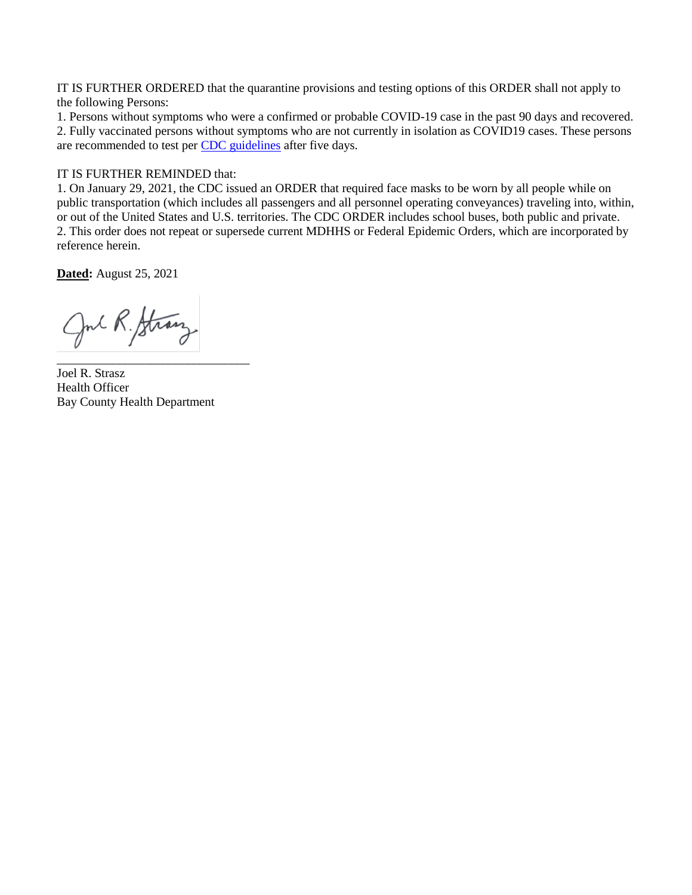IT IS FURTHER ORDERED that the quarantine provisions and testing options of this ORDER shall not apply to the following Persons:

1. Persons without symptoms who were a confirmed or probable COVID-19 case in the past 90 days and recovered.
2. Fully vaccinated persons without symptoms who are not currently in isolation as COVID19 cases. These persons are recommended to test per [CDC guidelines] after five days.

IT IS FURTHER REMINDED that:

1. On January 29, 2021, the CDC issued an ORDER that required face masks to be worn by all people while on public transportation (which includes all passengers and all personnel operating conveyances) traveling into, within, or out of the United States and U.S. territories. The CDC ORDER includes school buses, both public and private.
2. This order does not repeat or supersede current MDHHS or Federal Epidemic Orders, which are incorporated by reference herein.

**Dated:** August 25, 2021

_______________________________

Joel R. Strasz
Health Officer
Bay County Health Department